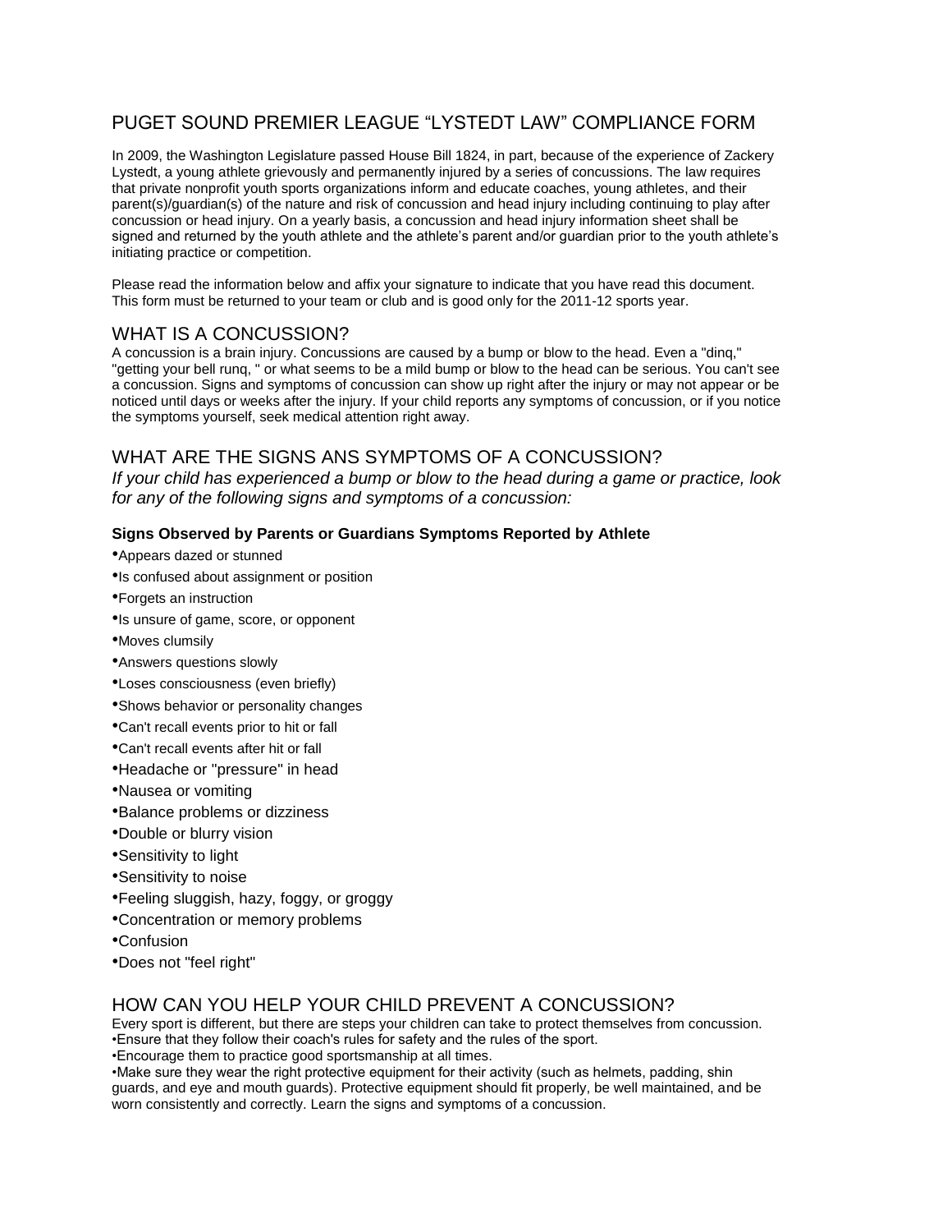## PUGET SOUND PREMIER LEAGUE "LYSTEDT LAW" COMPLIANCE FORM

In 2009, the Washington Legislature passed House Bill 1824, in part, because of the experience of Zackery Lystedt, a young athlete grievously and permanently injured by a series of concussions. The law requires that private nonprofit youth sports organizations inform and educate coaches, young athletes, and their parent(s)/guardian(s) of the nature and risk of concussion and head injury including continuing to play after concussion or head injury. On a yearly basis, a concussion and head injury information sheet shall be signed and returned by the youth athlete and the athlete's parent and/or guardian prior to the youth athlete's initiating practice or competition.

Please read the information below and affix your signature to indicate that you have read this document. This form must be returned to your team or club and is good only for the 2011-12 sports year.

## WHAT IS A CONCUSSION?

A concussion is a brain injury. Concussions are caused by a bump or blow to the head. Even a "dinq," "getting your bell runq, " or what seems to be a mild bump or blow to the head can be serious. You can't see a concussion. Signs and symptoms of concussion can show up right after the injury or may not appear or be noticed until days or weeks after the injury. If your child reports any symptoms of concussion, or if you notice the symptoms yourself, seek medical attention right away.

## WHAT ARE THE SIGNS ANS SYMPTOMS OF A CONCUSSION?

*If your child has experienced a bump or blow to the head during a game or practice, look for any of the following signs and symptoms of a concussion:*

**Signs Observed by Parents or Guardians Symptoms Reported by Athlete**

- Appears dazed or stunned
- Is confused about assignment or position
- Forgets an instruction
- Is unsure of game, score, or opponent
- Moves clumsily
- Answers questions slowly
- Loses consciousness (even briefly)
- Shows behavior or personality changes
- Can't recall events prior to hit or fall
- Can't recall events after hit or fall
- Headache or "pressure" in head
- Nausea or vomiting
- Balance problems or dizziness
- Double or blurry vision
- Sensitivity to light
- Sensitivity to noise
- Feeling sluggish, hazy, foggy, or groggy
- Concentration or memory problems
- Confusion
- Does not "feel right"

## HOW CAN YOU HELP YOUR CHILD PREVENT A CONCUSSION?

Every sport is different, but there are steps your children can take to protect themselves from concussion.

- Ensure that they follow their coach's rules for safety and the rules of the sport.
- Encourage them to practice good sportsmanship at all times.
- Make sure they wear the right protective equipment for their activity (such as helmets, padding, shin guards, and eye and mouth guards). Protective equipment should fit properly, be well maintained, and be worn consistently and correctly. Learn the signs and symptoms of a concussion.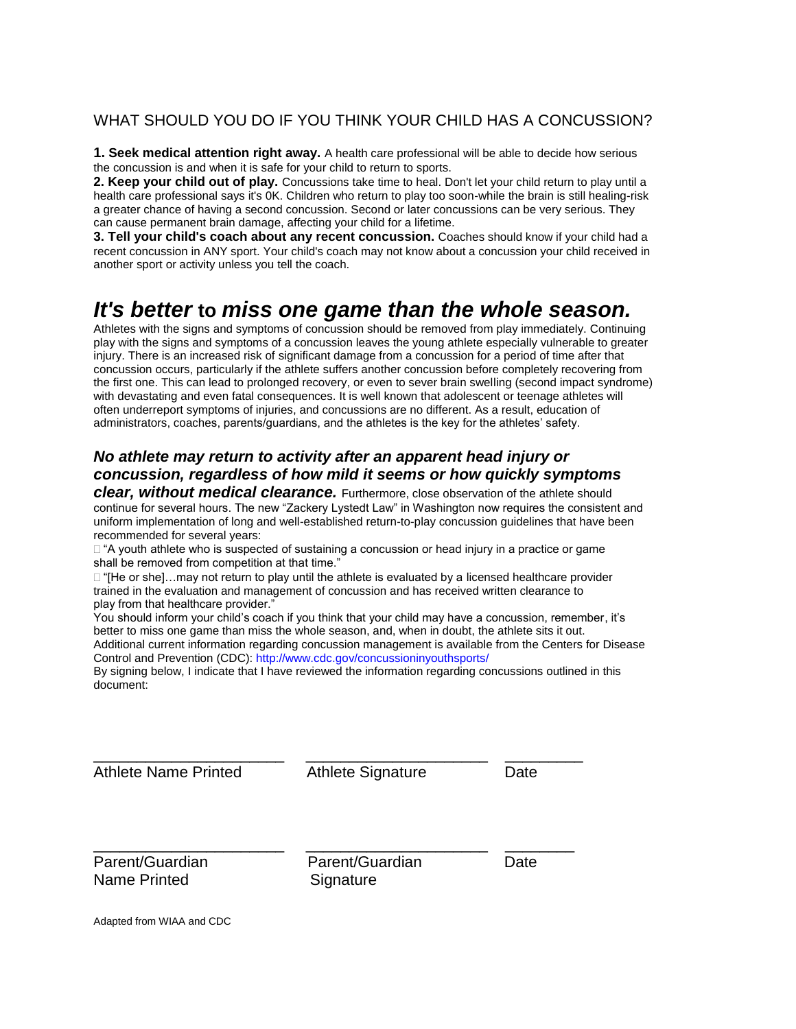WHAT SHOULD YOU DO IF YOU THINK YOUR CHILD HAS A CONCUSSION?

**1. Seek medical attention right away.** A health care professional will be able to decide how serious the concussion is and when it is safe for your child to return to sports.
**2. Keep your child out of play.** Concussions take time to heal. Don't let your child return to play until a health care professional says it's 0K. Children who return to play too soon-while the brain is still healing-risk a greater chance of having a second concussion. Second or later concussions can be very serious. They can cause permanent brain damage, affecting your child for a lifetime.
**3. Tell your child's coach about any recent concussion.** Coaches should know if your child had a recent concussion in ANY sport. Your child's coach may not know about a concussion your child received in another sport or activity unless you tell the coach.

# *It's better* to *miss one game than the whole season.*

Athletes with the signs and symptoms of concussion should be removed from play immediately. Continuing play with the signs and symptoms of a concussion leaves the young athlete especially vulnerable to greater injury. There is an increased risk of significant damage from a concussion for a period of time after that concussion occurs, particularly if the athlete suffers another concussion before completely recovering from the first one. This can lead to prolonged recovery, or even to sever brain swelling (second impact syndrome) with devastating and even fatal consequences. It is well known that adolescent or teenage athletes will often underreport symptoms of injuries, and concussions are no different. As a result, education of administrators, coaches, parents/guardians, and the athletes is the key for the athletes' safety.

***No athlete may return to activity after an apparent head injury or concussion, regardless of how mild it seems or how quickly symptoms clear, without medical clearance.*** Furthermore, close observation of the athlete should continue for several hours. The new "Zackery Lystedt Law" in Washington now requires the consistent and uniform implementation of long and well-established return-to-play concussion guidelines that have been recommended for several years:

- "A youth athlete who is suspected of sustaining a concussion or head injury in a practice or game shall be removed from competition at that time."
- "[He or she]…may not return to play until the athlete is evaluated by a licensed healthcare provider trained in the evaluation and management of concussion and has received written clearance to play from that healthcare provider."

You should inform your child's coach if you think that your child may have a concussion, remember, it's better to miss one game than miss the whole season, and, when in doubt, the athlete sits it out.
Additional current information regarding concussion management is available from the Centers for Disease Control and Prevention (CDC): http://www.cdc.gov/concussioninyouthsports/
By signing below, I indicate that I have reviewed the information regarding concussions outlined in this document:

| | | |
|---|---|---|
| ______________________ | ______________________ | _________ |
| Athlete Name Printed | Athlete Signature | Date |
| ______________________ | ______________________ | _________ |
| Parent/Guardian Name Printed | Parent/Guardian Signature | Date |

Adapted from WIAA and CDC